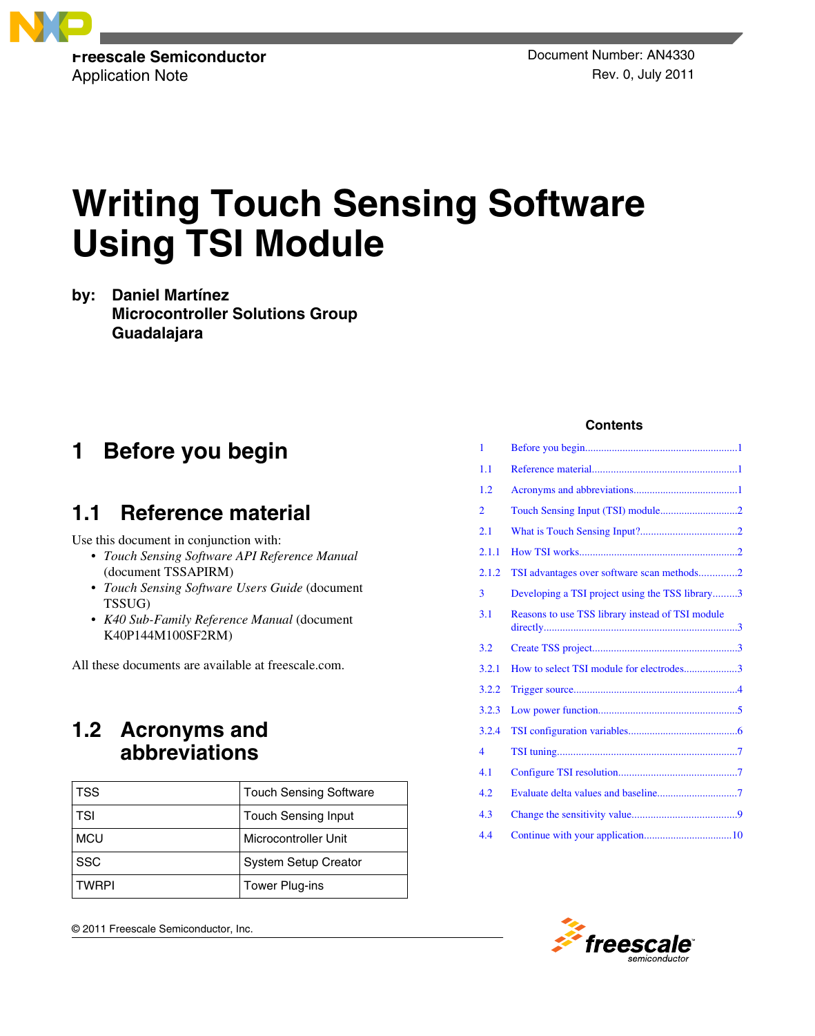Freescale Semiconductor
Application Note

Document Number: AN4330
Rev. 0, July 2011

# Writing Touch Sensing Software Using TSI Module

by: **Daniel Martínez**
**Microcontroller Solutions Group**
**Guadalajara**

**Contents**

| | |
|---|---|
| 1 | Before you begin......1 |
| 1.1 | Reference material......1 |
| 1.2 | Acronyms and abbreviations......1 |
| 2 | Touch Sensing Input (TSI) module......2 |
| 2.1 | What is Touch Sensing Input?......2 |
| 2.1.1 | How TSI works......2 |
| 2.1.2 | TSI advantages over software scan methods......2 |
| 3 | Developing a TSI project using the TSS library......3 |
| 3.1 | Reasons to use TSS library instead of TSI module directly......3 |
| 3.2 | Create TSS project......3 |
| 3.2.1 | How to select TSI module for electrodes......3 |
| 3.2.2 | Trigger source......4 |
| 3.2.3 | Low power function......5 |
| 3.2.4 | TSI configuration variables......6 |
| 4 | TSI tuning......7 |
| 4.1 | Configure TSI resolution......7 |
| 4.2 | Evaluate delta values and baseline......7 |
| 4.3 | Change the sensitivity value......9 |
| 4.4 | Continue with your application......10 |

## 1 Before you begin

### 1.1 Reference material

Use this document in conjunction with:

- *Touch Sensing Software API Reference Manual* (document TSSAPIRM)
- *Touch Sensing Software Users Guide* (document TSSUG)
- *K40 Sub-Family Reference Manual* (document K40P144M100SF2RM)

All these documents are available at freescale.com.

### 1.2 Acronyms and abbreviations

| | |
|---|---|
| TSS | Touch Sensing Software |
| TSI | Touch Sensing Input |
| MCU | Microcontroller Unit |
| SSC | System Setup Creator |
| TWRPI | Tower Plug-ins |

© 2011 Freescale Semiconductor, Inc.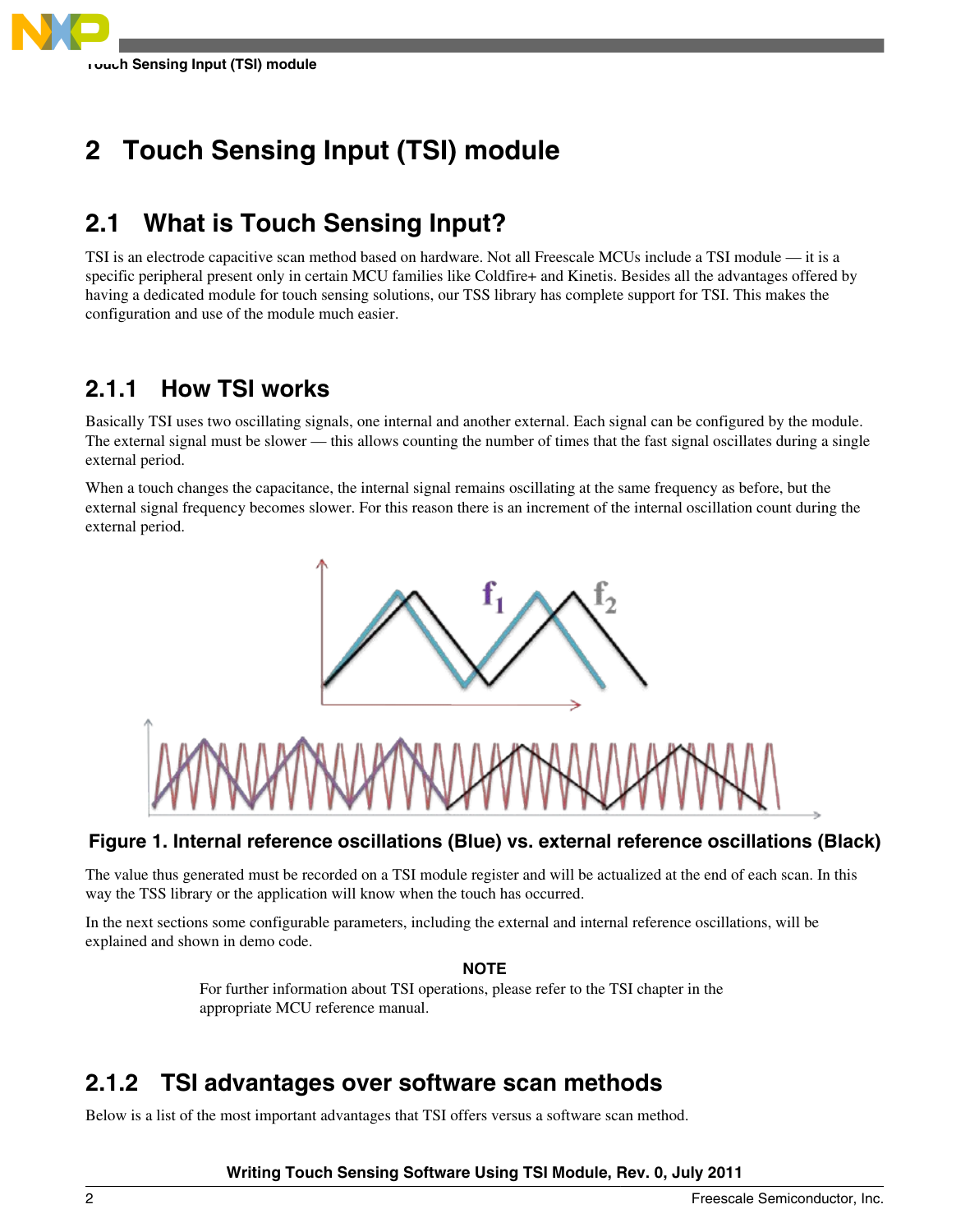# 2 Touch Sensing Input (TSI) module

## 2.1 What is Touch Sensing Input?

TSI is an electrode capacitive scan method based on hardware. Not all Freescale MCUs include a TSI module — it is a specific peripheral present only in certain MCU families like Coldfire+ and Kinetis. Besides all the advantages offered by having a dedicated module for touch sensing solutions, our TSS library has complete support for TSI. This makes the configuration and use of the module much easier.

### 2.1.1 How TSI works

Basically TSI uses two oscillating signals, one internal and another external. Each signal can be configured by the module. The external signal must be slower — this allows counting the number of times that the fast signal oscillates during a single external period.

When a touch changes the capacitance, the internal signal remains oscillating at the same frequency as before, but the external signal frequency becomes slower. For this reason there is an increment of the internal oscillation count during the external period.

**Figure 1. Internal reference oscillations (Blue) vs. external reference oscillations (Black)**

The value thus generated must be recorded on a TSI module register and will be actualized at the end of each scan. In this way the TSS library or the application will know when the touch has occurred.

In the next sections some configurable parameters, including the external and internal reference oscillations, will be explained and shown in demo code.

**NOTE**

For further information about TSI operations, please refer to the TSI chapter in the appropriate MCU reference manual.

### 2.1.2 TSI advantages over software scan methods

Below is a list of the most important advantages that TSI offers versus a software scan method.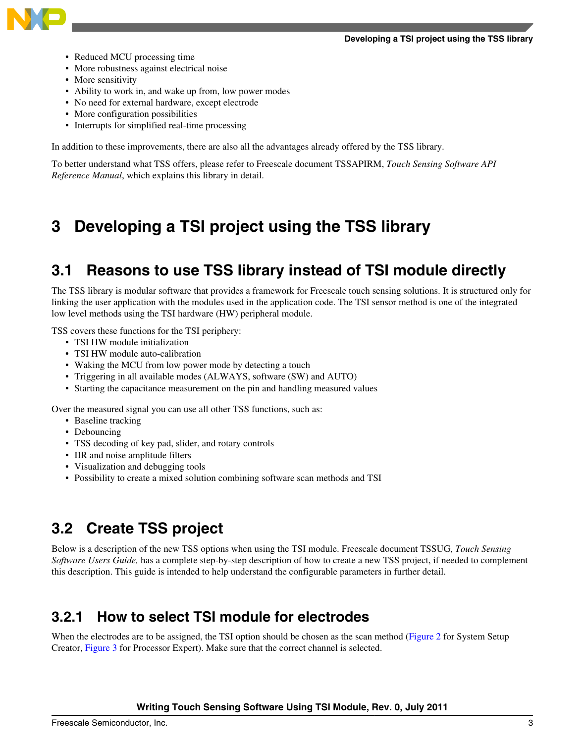- Reduced MCU processing time
- More robustness against electrical noise
- More sensitivity
- Ability to work in, and wake up from, low power modes
- No need for external hardware, except electrode
- More configuration possibilities
- Interrupts for simplified real-time processing

In addition to these improvements, there are also all the advantages already offered by the TSS library.

To better understand what TSS offers, please refer to Freescale document TSSAPIRM, *Touch Sensing Software API Reference Manual*, which explains this library in detail.

# 3 Developing a TSI project using the TSS library

## 3.1 Reasons to use TSS library instead of TSI module directly

The TSS library is modular software that provides a framework for Freescale touch sensing solutions. It is structured only for linking the user application with the modules used in the application code. The TSI sensor method is one of the integrated low level methods using the TSI hardware (HW) peripheral module.

TSS covers these functions for the TSI periphery:

- TSI HW module initialization
- TSI HW module auto-calibration
- Waking the MCU from low power mode by detecting a touch
- Triggering in all available modes (ALWAYS, software (SW) and AUTO)
- Starting the capacitance measurement on the pin and handling measured values

Over the measured signal you can use all other TSS functions, such as:

- Baseline tracking
- Debouncing
- TSS decoding of key pad, slider, and rotary controls
- IIR and noise amplitude filters
- Visualization and debugging tools
- Possibility to create a mixed solution combining software scan methods and TSI

## 3.2 Create TSS project

Below is a description of the new TSS options when using the TSI module. Freescale document TSSUG, *Touch Sensing Software Users Guide,* has a complete step-by-step description of how to create a new TSS project, if needed to complement this description. This guide is intended to help understand the configurable parameters in further detail.

### 3.2.1 How to select TSI module for electrodes

When the electrodes are to be assigned, the TSI option should be chosen as the scan method (Figure 2 for System Setup Creator, Figure 3 for Processor Expert). Make sure that the correct channel is selected.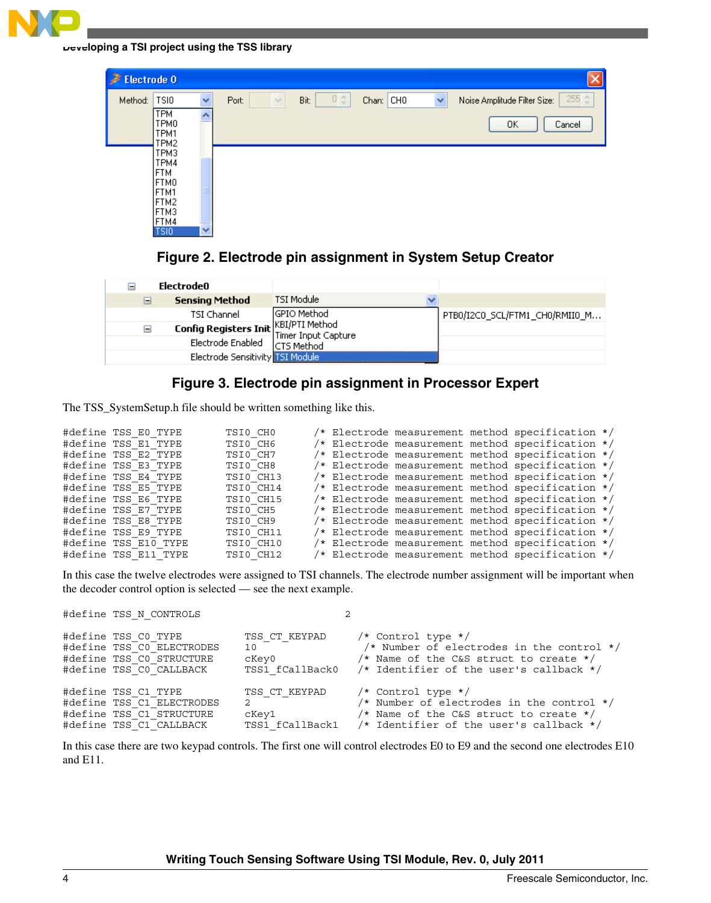Figure 2. Electrode pin assignment in System Setup Creator

Figure 3. Electrode pin assignment in Processor Expert

The TSS_SystemSetup.h file should be written something like this.

```
#define TSS_E0_TYPE        TSI0_CH0      /* Electrode measurement method specification */
#define TSS_E1_TYPE        TSI0_CH6      /* Electrode measurement method specification */
#define TSS_E2_TYPE        TSI0_CH7      /* Electrode measurement method specification */
#define TSS_E3_TYPE        TSI0_CH8      /* Electrode measurement method specification */
#define TSS_E4_TYPE        TSI0_CH13     /* Electrode measurement method specification */
#define TSS_E5_TYPE        TSI0_CH14     /* Electrode measurement method specification */
#define TSS_E6_TYPE        TSI0_CH15     /* Electrode measurement method specification */
#define TSS_E7_TYPE        TSI0_CH5      /* Electrode measurement method specification */
#define TSS_E8_TYPE        TSI0_CH9      /* Electrode measurement method specification */
#define TSS_E9_TYPE        TSI0_CH11     /* Electrode measurement method specification */
#define TSS_E10_TYPE       TSI0_CH10     /* Electrode measurement method specification */
#define TSS_E11_TYPE       TSI0_CH12     /* Electrode measurement method specification */
```

In this case the twelve electrodes were assigned to TSI channels. The electrode number assignment will be important when the decoder control option is selected — see the next example.

```
#define TSS_N_CONTROLS                          2

#define TSS_C0_TYPE            TSS_CT_KEYPAD     /* Control type */
#define TSS_C0_ELECTRODES      10                 /* Number of electrodes in the control */
#define TSS_C0_STRUCTURE       cKey0             /* Name of the C&S struct to create */
#define TSS_C0_CALLBACK        TSS1_fCallBack0   /* Identifier of the user's callback */

#define TSS_C1_TYPE            TSS_CT_KEYPAD     /* Control type */
#define TSS_C1_ELECTRODES      2                 /* Number of electrodes in the control */
#define TSS_C1_STRUCTURE       cKey1             /* Name of the C&S struct to create */
#define TSS_C1_CALLBACK        TSS1_fCallBack1   /* Identifier of the user's callback */
```

In this case there are two keypad controls. The first one will control electrodes E0 to E9 and the second one electrodes E10 and E11.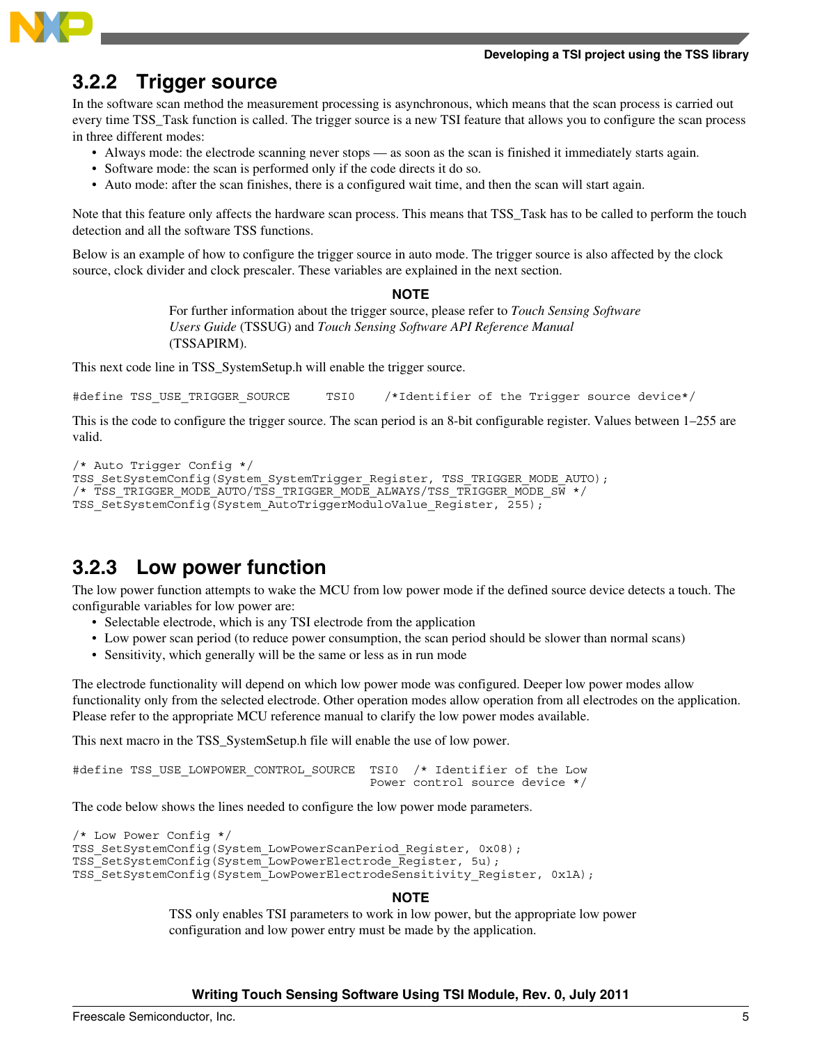### 3.2.2 Trigger source

In the software scan method the measurement processing is asynchronous, which means that the scan process is carried out every time TSS_Task function is called. The trigger source is a new TSI feature that allows you to configure the scan process in three different modes:

- Always mode: the electrode scanning never stops — as soon as the scan is finished it immediately starts again.
- Software mode: the scan is performed only if the code directs it do so.
- Auto mode: after the scan finishes, there is a configured wait time, and then the scan will start again.

Note that this feature only affects the hardware scan process. This means that TSS_Task has to be called to perform the touch detection and all the software TSS functions.

Below is an example of how to configure the trigger source in auto mode. The trigger source is also affected by the clock source, clock divider and clock prescaler. These variables are explained in the next section.

**NOTE**

For further information about the trigger source, please refer to *Touch Sensing Software Users Guide* (TSSUG) and *Touch Sensing Software API Reference Manual* (TSSAPIRM).

This next code line in TSS_SystemSetup.h will enable the trigger source.

```
#define TSS_USE_TRIGGER_SOURCE     TSI0    /*Identifier of the Trigger source device*/
```

This is the code to configure the trigger source. The scan period is an 8-bit configurable register. Values between 1–255 are valid.

```
/* Auto Trigger Config */
TSS_SetSystemConfig(System_SystemTrigger_Register, TSS_TRIGGER_MODE_AUTO);
/* TSS_TRIGGER_MODE_AUTO/TSS_TRIGGER_MODE_ALWAYS/TSS_TRIGGER_MODE_SW */
TSS_SetSystemConfig(System_AutoTriggerModuloValue_Register, 255);
```

### 3.2.3 Low power function

The low power function attempts to wake the MCU from low power mode if the defined source device detects a touch. The configurable variables for low power are:

- Selectable electrode, which is any TSI electrode from the application
- Low power scan period (to reduce power consumption, the scan period should be slower than normal scans)
- Sensitivity, which generally will be the same or less as in run mode

The electrode functionality will depend on which low power mode was configured. Deeper low power modes allow functionality only from the selected electrode. Other operation modes allow operation from all electrodes on the application. Please refer to the appropriate MCU reference manual to clarify the low power modes available.

This next macro in the TSS_SystemSetup.h file will enable the use of low power.

```
#define TSS_USE_LOWPOWER_CONTROL_SOURCE  TSI0  /* Identifier of the Low
                                         Power control source device */
```

The code below shows the lines needed to configure the low power mode parameters.

```
/* Low Power Config */
TSS_SetSystemConfig(System_LowPowerScanPeriod_Register, 0x08);
TSS_SetSystemConfig(System_LowPowerElectrode_Register, 5u);
TSS_SetSystemConfig(System_LowPowerElectrodeSensitivity_Register, 0x1A);
```

**NOTE**

TSS only enables TSI parameters to work in low power, but the appropriate low power configuration and low power entry must be made by the application.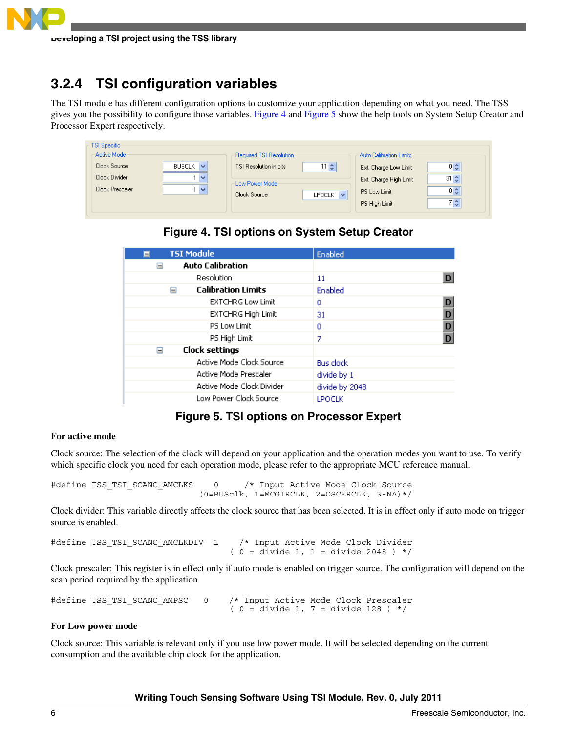## 3.2.4 TSI configuration variables

The TSI module has different configuration options to customize your application depending on what you need. The TSS gives you the possibility to configure those variables. Figure 4 and Figure 5 show the help tools on System Setup Creator and Processor Expert respectively.

Figure 4. TSI options on System Setup Creator

Figure 5. TSI options on Processor Expert

**For active mode**

Clock source: The selection of the clock will depend on your application and the operation modes you want to use. To verify which specific clock you need for each operation mode, please refer to the appropriate MCU reference manual.

```
#define TSS_TSI_SCANC_AMCLKS     0      /* Input Active Mode Clock Source
                                     (0=BUSclk, 1=MCGIRCLK, 2=OSCERCLK, 3-NA)*/
```

Clock divider: This variable directly affects the clock source that has been selected. It is in effect only if auto mode on trigger source is enabled.

```
#define TSS_TSI_SCANC_AMCLKDIV  1     /* Input Active Mode Clock Divider
                                    ( 0 = divide 1, 1 = divide 2048 ) */
```

Clock prescaler: This register is in effect only if auto mode is enabled on trigger source. The configuration will depend on the scan period required by the application.

```
#define TSS_TSI_SCANC_AMPSC    0     /* Input Active Mode Clock Prescaler
                                    ( 0 = divide 1, 7 = divide 128 ) */
```

**For Low power mode**

Clock source: This variable is relevant only if you use low power mode. It will be selected depending on the current consumption and the available chip clock for the application.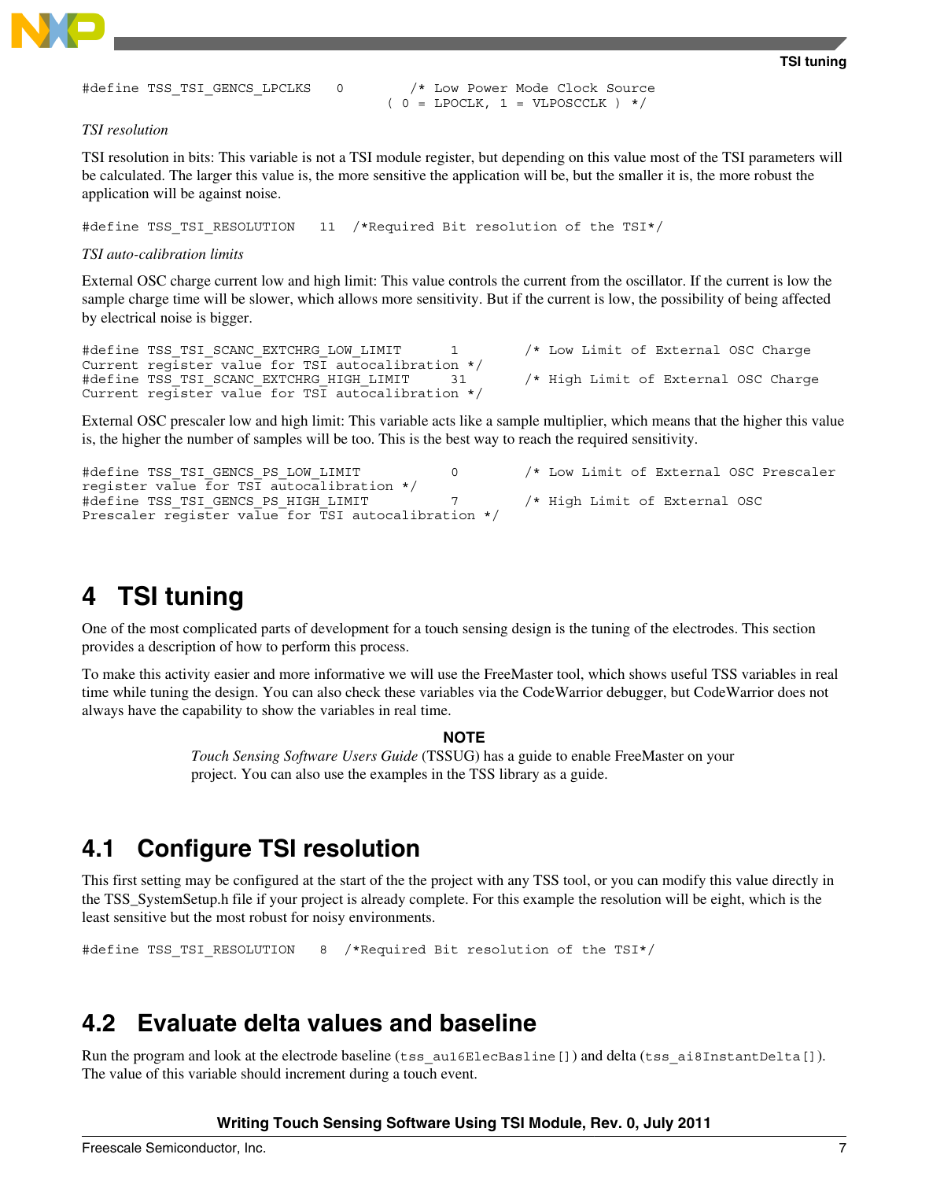```
#define TSS_TSI_GENCS_LPCLKS   0        /* Low Power Mode Clock Source
                                     ( 0 = LPOCLK, 1 = VLPOSCCLK ) */
```

*TSI resolution*

TSI resolution in bits: This variable is not a TSI module register, but depending on this value most of the TSI parameters will be calculated. The larger this value is, the more sensitive the application will be, but the smaller it is, the more robust the application will be against noise.

```
#define TSS_TSI_RESOLUTION   11  /*Required Bit resolution of the TSI*/
```

*TSI auto-calibration limits*

External OSC charge current low and high limit: This value controls the current from the oscillator. If the current is low the sample charge time will be slower, which allows more sensitivity. But if the current is low, the possibility of being affected by electrical noise is bigger.

```
#define TSS_TSI_SCANC_EXTCHRG_LOW_LIMIT      1        /* Low Limit of External OSC Charge
Current register value for TSI autocalibration */
#define TSS_TSI_SCANC_EXTCHRG_HIGH_LIMIT     31       /* High Limit of External OSC Charge
Current register value for TSI autocalibration */
```

External OSC prescaler low and high limit: This variable acts like a sample multiplier, which means that the higher this value is, the higher the number of samples will be too. This is the best way to reach the required sensitivity.

```
#define TSS_TSI_GENCS_PS_LOW_LIMIT           0        /* Low Limit of External OSC Prescaler
register value for TSI autocalibration */
#define TSS_TSI_GENCS_PS_HIGH_LIMIT          7        /* High Limit of External OSC
Prescaler register value for TSI autocalibration */
```

# 4 TSI tuning

One of the most complicated parts of development for a touch sensing design is the tuning of the electrodes. This section provides a description of how to perform this process.

To make this activity easier and more informative we will use the FreeMaster tool, which shows useful TSS variables in real time while tuning the design. You can also check these variables via the CodeWarrior debugger, but CodeWarrior does not always have the capability to show the variables in real time.

**NOTE**

*Touch Sensing Software Users Guide* (TSSUG) has a guide to enable FreeMaster on your project. You can also use the examples in the TSS library as a guide.

## 4.1 Configure TSI resolution

This first setting may be configured at the start of the the project with any TSS tool, or you can modify this value directly in the TSS_SystemSetup.h file if your project is already complete. For this example the resolution will be eight, which is the least sensitive but the most robust for noisy environments.

```
#define TSS_TSI_RESOLUTION   8  /*Required Bit resolution of the TSI*/
```

## 4.2 Evaluate delta values and baseline

Run the program and look at the electrode baseline (`tss_au16ElecBasline[]`) and delta (`tss_ai8InstantDelta[]`). The value of this variable should increment during a touch event.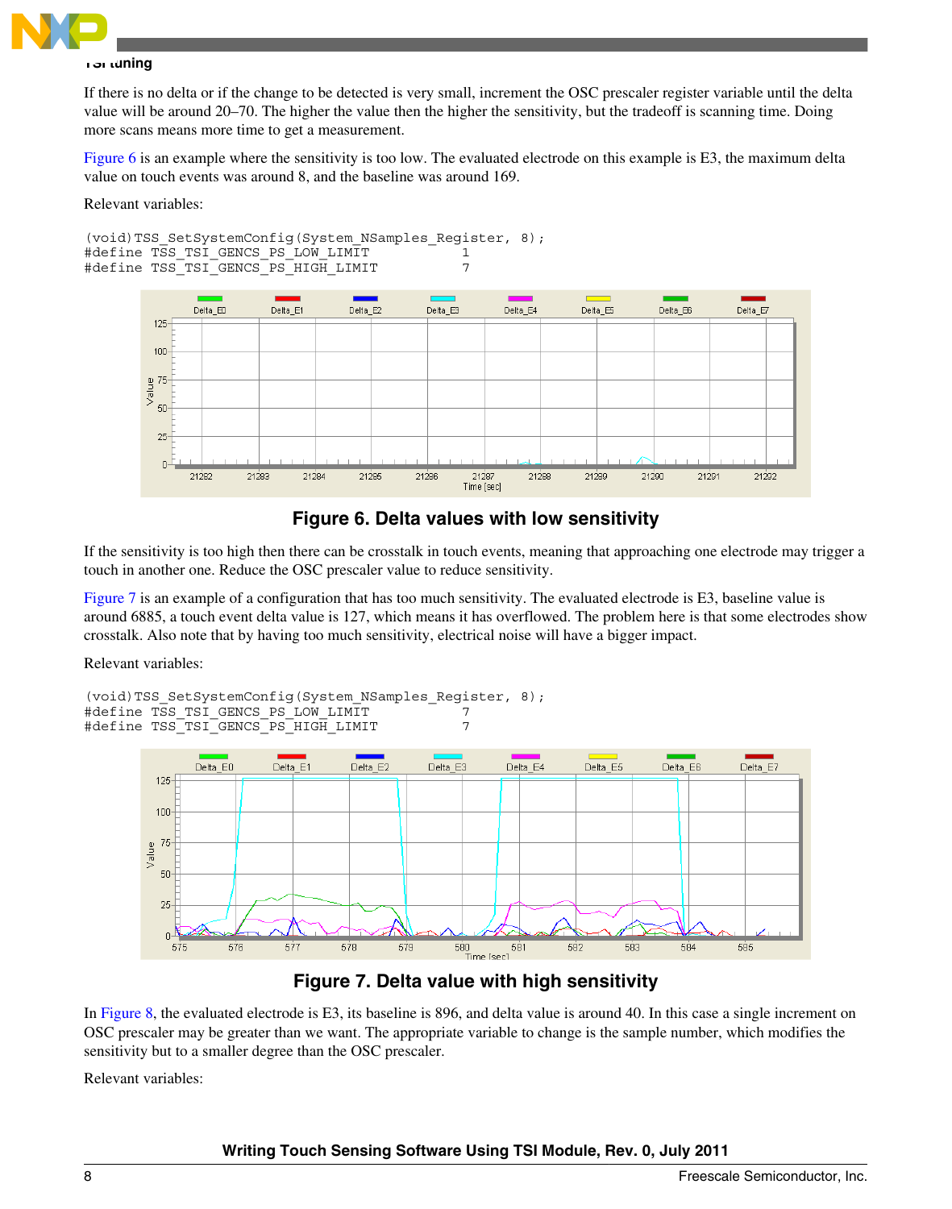If there is no delta or if the change to be detected is very small, increment the OSC prescaler register variable until the delta value will be around 20–70. The higher the value then the higher the sensitivity, but the tradeoff is scanning time. Doing more scans means more time to get a measurement.

Figure 6 is an example where the sensitivity is too low. The evaluated electrode on this example is E3, the maximum delta value on touch events was around 8, and the baseline was around 169.

Relevant variables:

```
(void)TSS_SetSystemConfig(System_NSamples_Register, 8);
#define TSS_TSI_GENCS_PS_LOW_LIMIT          1
#define TSS_TSI_GENCS_PS_HIGH_LIMIT         7
```

**Figure 6. Delta values with low sensitivity**

If the sensitivity is too high then there can be crosstalk in touch events, meaning that approaching one electrode may trigger a touch in another one. Reduce the OSC prescaler value to reduce sensitivity.

Figure 7 is an example of a configuration that has too much sensitivity. The evaluated electrode is E3, baseline value is around 6885, a touch event delta value is 127, which means it has overflowed. The problem here is that some electrodes show crosstalk. Also note that by having too much sensitivity, electrical noise will have a bigger impact.

Relevant variables:

```
(void)TSS_SetSystemConfig(System_NSamples_Register, 8);
#define TSS_TSI_GENCS_PS_LOW_LIMIT          7
#define TSS_TSI_GENCS_PS_HIGH_LIMIT         7
```

**Figure 7. Delta value with high sensitivity**

In Figure 8, the evaluated electrode is E3, its baseline is 896, and delta value is around 40. In this case a single increment on OSC prescaler may be greater than we want. The appropriate variable to change is the sample number, which modifies the sensitivity but to a smaller degree than the OSC prescaler.

Relevant variables: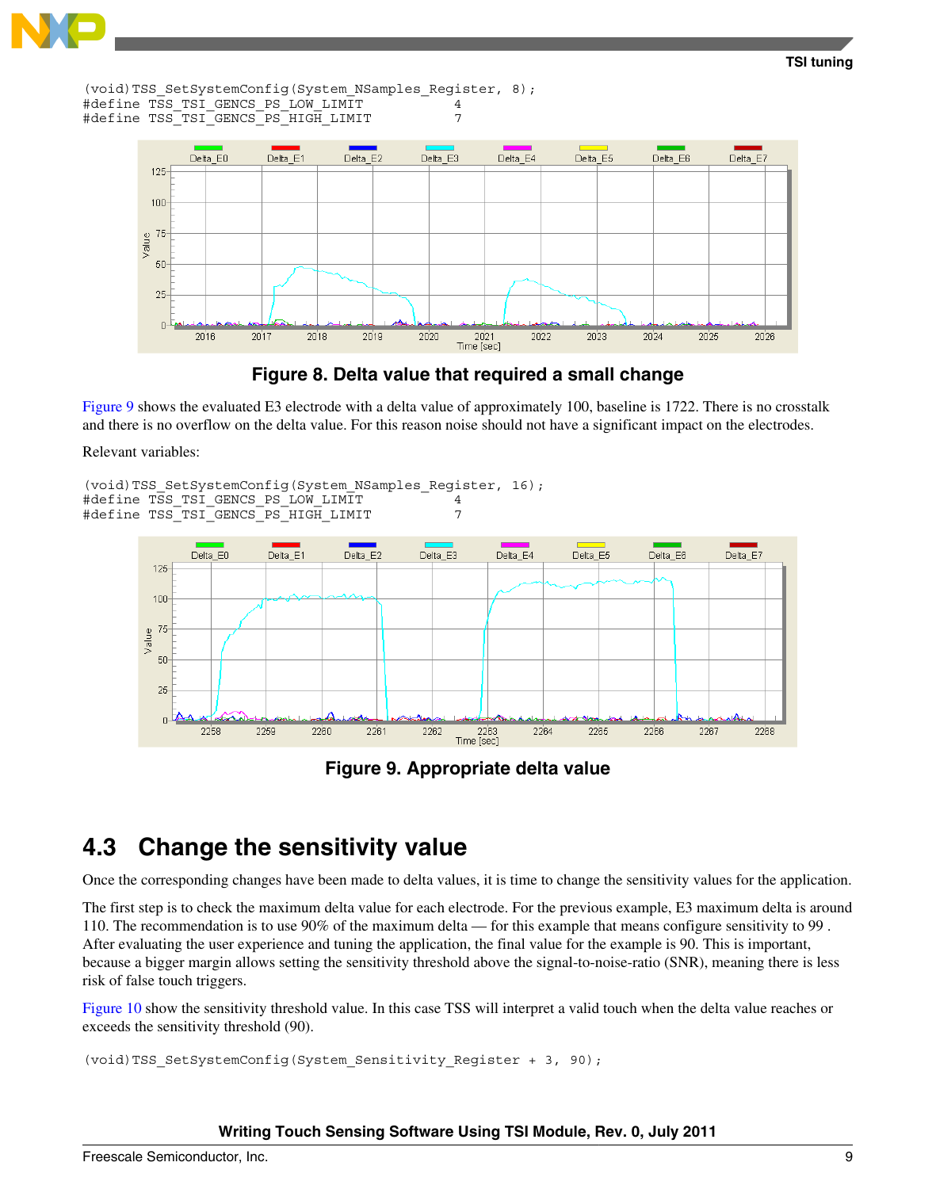```
(void)TSS_SetSystemConfig(System_NSamples_Register, 8);
#define TSS_TSI_GENCS_PS_LOW_LIMIT          4
#define TSS_TSI_GENCS_PS_HIGH_LIMIT         7
```

**Figure 8. Delta value that required a small change**

Figure 9 shows the evaluated E3 electrode with a delta value of approximately 100, baseline is 1722. There is no crosstalk and there is no overflow on the delta value. For this reason noise should not have a significant impact on the electrodes.

Relevant variables:

```
(void)TSS_SetSystemConfig(System_NSamples_Register, 16);
#define TSS_TSI_GENCS_PS_LOW_LIMIT          4
#define TSS_TSI_GENCS_PS_HIGH_LIMIT         7
```

**Figure 9. Appropriate delta value**

## 4.3 Change the sensitivity value

Once the corresponding changes have been made to delta values, it is time to change the sensitivity values for the application.

The first step is to check the maximum delta value for each electrode. For the previous example, E3 maximum delta is around 110. The recommendation is to use 90% of the maximum delta — for this example that means configure sensitivity to 99 . After evaluating the user experience and tuning the application, the final value for the example is 90. This is important, because a bigger margin allows setting the sensitivity threshold above the signal-to-noise-ratio (SNR), meaning there is less risk of false touch triggers.

Figure 10 show the sensitivity threshold value. In this case TSS will interpret a valid touch when the delta value reaches or exceeds the sensitivity threshold (90).

```
(void)TSS_SetSystemConfig(System_Sensitivity_Register + 3, 90);
```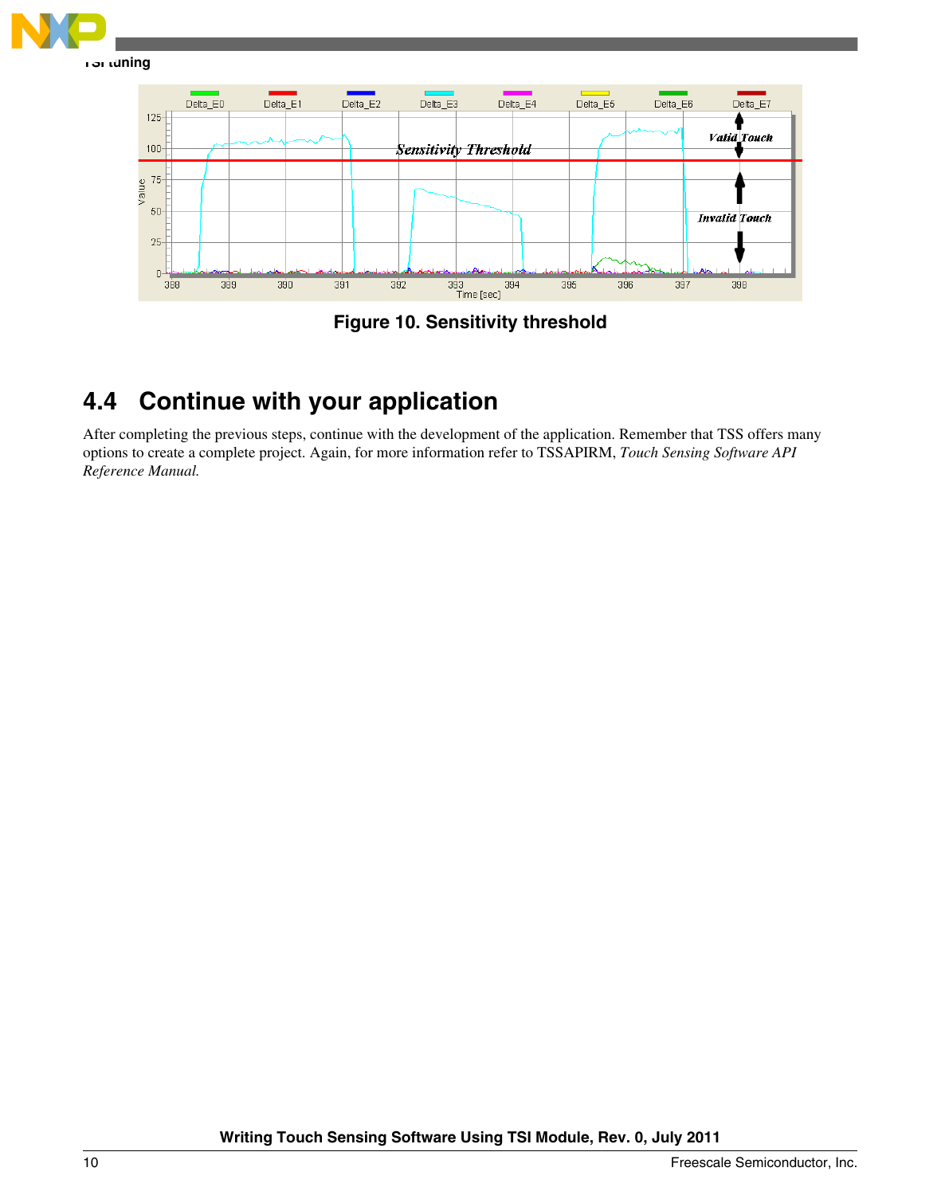**Figure 10. Sensitivity threshold**

## 4.4 Continue with your application

After completing the previous steps, continue with the development of the application. Remember that TSS offers many options to create a complete project. Again, for more information refer to TSSAPIRM, *Touch Sensing Software API Reference Manual.*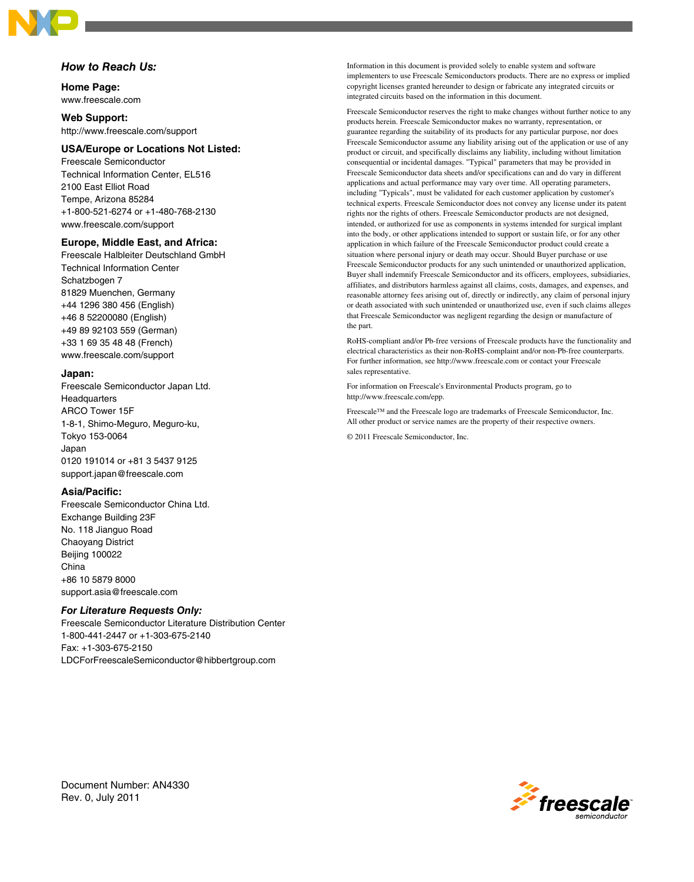***How to Reach Us:***

**Home Page:**
www.freescale.com

**Web Support:**
http://www.freescale.com/support

**USA/Europe or Locations Not Listed:**
Freescale Semiconductor
Technical Information Center, EL516
2100 East Elliot Road
Tempe, Arizona 85284
+1-800-521-6274 or +1-480-768-2130
www.freescale.com/support

**Europe, Middle East, and Africa:**
Freescale Halbleiter Deutschland GmbH
Technical Information Center
Schatzbogen 7
81829 Muenchen, Germany
+44 1296 380 456 (English)
+46 8 52200080 (English)
+49 89 92103 559 (German)
+33 1 69 35 48 48 (French)
www.freescale.com/support

**Japan:**
Freescale Semiconductor Japan Ltd.
Headquarters
ARCO Tower 15F
1-8-1, Shimo-Meguro, Meguro-ku,
Tokyo 153-0064
Japan
0120 191014 or +81 3 5437 9125
support.japan@freescale.com

**Asia/Pacific:**
Freescale Semiconductor China Ltd.
Exchange Building 23F
No. 118 Jianguo Road
Chaoyang District
Beijing 100022
China
+86 10 5879 8000
support.asia@freescale.com

***For Literature Requests Only:***
Freescale Semiconductor Literature Distribution Center
1-800-441-2447 or +1-303-675-2140
Fax: +1-303-675-2150
LDCForFreescaleSemiconductor@hibbertgroup.com

Information in this document is provided solely to enable system and software implementers to use Freescale Semiconductors products. There are no express or implied copyright licenses granted hereunder to design or fabricate any integrated circuits or integrated circuits based on the information in this document.

Freescale Semiconductor reserves the right to make changes without further notice to any products herein. Freescale Semiconductor makes no warranty, representation, or guarantee regarding the suitability of its products for any particular purpose, nor does Freescale Semiconductor assume any liability arising out of the application or use of any product or circuit, and specifically disclaims any liability, including without limitation consequential or incidental damages. "Typical" parameters that may be provided in Freescale Semiconductor data sheets and/or specifications can and do vary in different applications and actual performance may vary over time. All operating parameters, including "Typicals", must be validated for each customer application by customer's technical experts. Freescale Semiconductor does not convey any license under its patent rights nor the rights of others. Freescale Semiconductor products are not designed, intended, or authorized for use as components in systems intended for surgical implant into the body, or other applications intended to support or sustain life, or for any other application in which failure of the Freescale Semiconductor product could create a situation where personal injury or death may occur. Should Buyer purchase or use Freescale Semiconductor products for any such unintended or unauthorized application, Buyer shall indemnify Freescale Semiconductor and its officers, employees, subsidiaries, affiliates, and distributors harmless against all claims, costs, damages, and expenses, and reasonable attorney fees arising out of, directly or indirectly, any claim of personal injury or death associated with such unintended or unauthorized use, even if such claims alleges that Freescale Semiconductor was negligent regarding the design or manufacture of the part.

RoHS-compliant and/or Pb-free versions of Freescale products have the functionality and electrical characteristics as their non-RoHS-complaint and/or non-Pb-free counterparts. For further information, see http://www.freescale.com or contact your Freescale sales representative.

For information on Freescale's Environmental Products program, go to http://www.freescale.com/epp.

Freescale™ and the Freescale logo are trademarks of Freescale Semiconductor, Inc. All other product or service names are the property of their respective owners.

© 2011 Freescale Semiconductor, Inc.

Document Number: AN4330
Rev. 0, July 2011